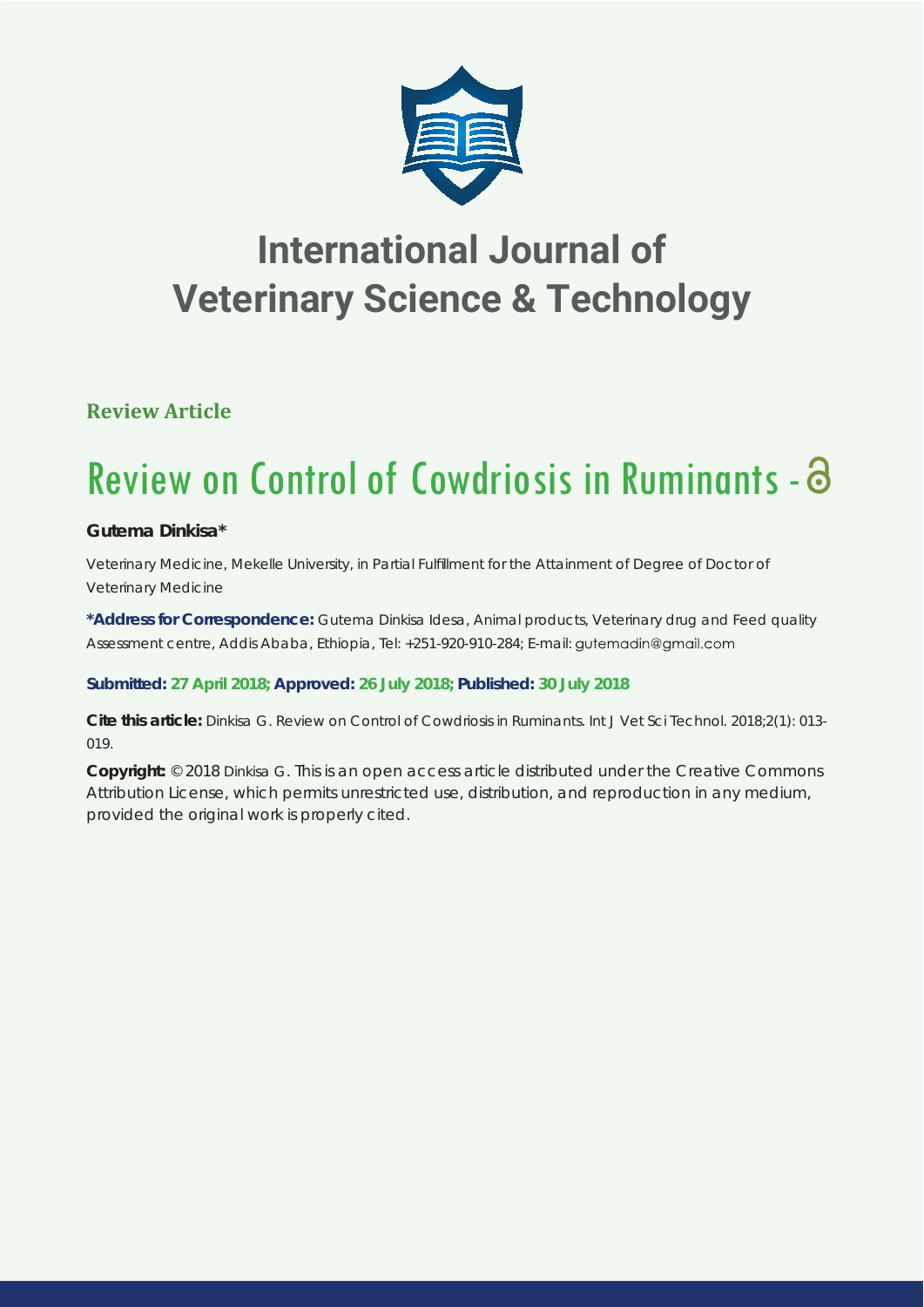# International Journal of Veterinary Science & Technology

**Review Article**

# Review on Control of Cowdriosis in Ruminants

**Gutema Dinkisa***

Veterinary Medicine, Mekelle University, in Partial Fulfillment for the Attainment of Degree of Doctor of Veterinary Medicine

**\*Address for Correspondence:** Gutema Dinkisa Idesa, Animal products, Veterinary drug and Feed quality Assessment centre, Addis Ababa, Ethiopia, Tel: +251-920-910-284; E-mail: gutemadin@gmail.com

**Submitted: 27 April 2018; Approved: 26 July 2018; Published: 30 July 2018**

**Cite this article:** Dinkisa G. Review on Control of Cowdriosis in Ruminants. Int J Vet Sci Technol. 2018;2(1): 013-019.

**Copyright:** © 2018 Dinkisa G. This is an open access article distributed under the Creative Commons Attribution License, which permits unrestricted use, distribution, and reproduction in any medium, provided the original work is properly cited.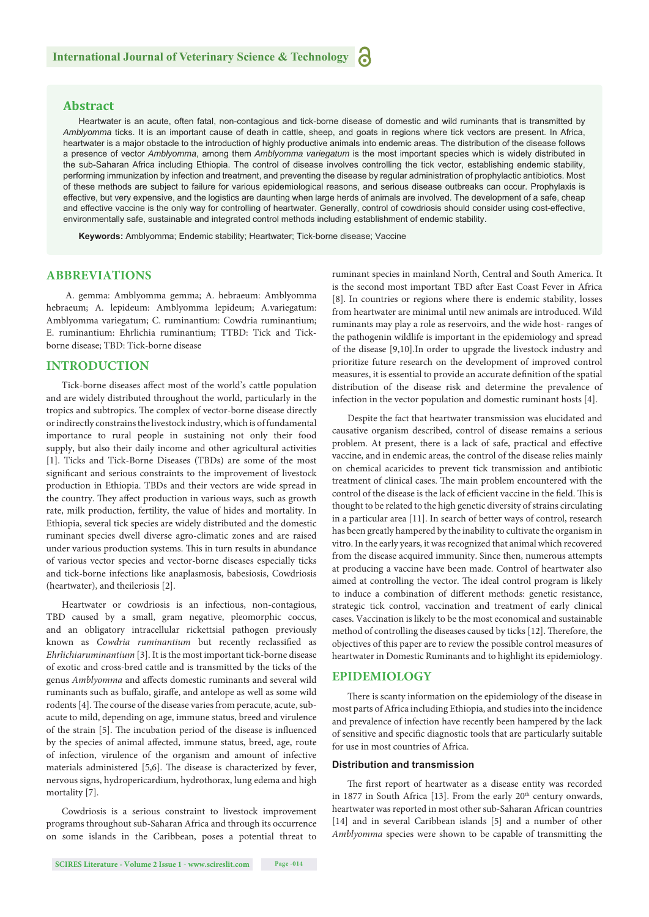## Abstract

Heartwater is an acute, often fatal, non-contagious and tick-borne disease of domestic and wild ruminants that is transmitted by *Amblyomma* ticks. It is an important cause of death in cattle, sheep, and goats in regions where tick vectors are present. In Africa, heartwater is a major obstacle to the introduction of highly productive animals into endemic areas. The distribution of the disease follows a presence of vector *Amblyomma*, among them *Amblyomma variegatum* is the most important species which is widely distributed in the sub-Saharan Africa including Ethiopia. The control of disease involves controlling the tick vector, establishing endemic stability, performing immunization by infection and treatment, and preventing the disease by regular administration of prophylactic antibiotics. Most of these methods are subject to failure for various epidemiological reasons, and serious disease outbreaks can occur. Prophylaxis is effective, but very expensive, and the logistics are daunting when large herds of animals are involved. The development of a safe, cheap and effective vaccine is the only way for controlling of heartwater. Generally, control of cowdriosis should consider using cost-effective, environmentally safe, sustainable and integrated control methods including establishment of endemic stability.

**Keywords:** Amblyomma; Endemic stability; Heartwater; Tick-borne disease; Vaccine

## ABBREVIATIONS

A. gemma: Amblyomma gemma; A. hebraeum: Amblyomma hebraeum; A. lepideum: Amblyomma lepideum; A.variegatum: Amblyomma variegatum; C. ruminantium: Cowdria ruminantium; E. ruminantium: Ehrlichia ruminantium; TTBD: Tick and Tick-borne disease; TBD: Tick-borne disease

## INTRODUCTION

Tick-borne diseases affect most of the world's cattle population and are widely distributed throughout the world, particularly in the tropics and subtropics. The complex of vector-borne disease directly or indirectly constrains the livestock industry, which is of fundamental importance to rural people in sustaining not only their food supply, but also their daily income and other agricultural activities [1]. Ticks and Tick-Borne Diseases (TBDs) are some of the most significant and serious constraints to the improvement of livestock production in Ethiopia. TBDs and their vectors are wide spread in the country. They affect production in various ways, such as growth rate, milk production, fertility, the value of hides and mortality. In Ethiopia, several tick species are widely distributed and the domestic ruminant species dwell diverse agro-climatic zones and are raised under various production systems. This in turn results in abundance of various vector species and vector-borne diseases especially ticks and tick-borne infections like anaplasmosis, babesiosis, Cowdriosis (heartwater), and theileriosis [2].

Heartwater or cowdriosis is an infectious, non-contagious, TBD caused by a small, gram negative, pleomorphic coccus, and an obligatory intracellular rickettsial pathogen previously known as *Cowdria ruminantium* but recently reclassified as *Ehrlichiaruminantium* [3]. It is the most important tick-borne disease of exotic and cross-bred cattle and is transmitted by the ticks of the genus *Amblyomma* and affects domestic ruminants and several wild ruminants such as buffalo, giraffe, and antelope as well as some wild rodents [4]. The course of the disease varies from peracute, acute, sub-acute to mild, depending on age, immune status, breed and virulence of the strain [5]. The incubation period of the disease is influenced by the species of animal affected, immune status, breed, age, route of infection, virulence of the organism and amount of infective materials administered [5,6]. The disease is characterized by fever, nervous signs, hydropericardium, hydrothorax, lung edema and high mortality [7].

Cowdriosis is a serious constraint to livestock improvement programs throughout sub-Saharan Africa and through its occurrence on some islands in the Caribbean, poses a potential threat to ruminant species in mainland North, Central and South America. It is the second most important TBD after East Coast Fever in Africa [8]. In countries or regions where there is endemic stability, losses from heartwater are minimal until new animals are introduced. Wild ruminants may play a role as reservoirs, and the wide host- ranges of the pathogenin wildlife is important in the epidemiology and spread of the disease [9,10].In order to upgrade the livestock industry and prioritize future research on the development of improved control measures, it is essential to provide an accurate definition of the spatial distribution of the disease risk and determine the prevalence of infection in the vector population and domestic ruminant hosts [4].

Despite the fact that heartwater transmission was elucidated and causative organism described, control of disease remains a serious problem. At present, there is a lack of safe, practical and effective vaccine, and in endemic areas, the control of the disease relies mainly on chemical acaricides to prevent tick transmission and antibiotic treatment of clinical cases. The main problem encountered with the control of the disease is the lack of efficient vaccine in the field. This is thought to be related to the high genetic diversity of strains circulating in a particular area [11]. In search of better ways of control, research has been greatly hampered by the inability to cultivate the organism in vitro. In the early years, it was recognized that animal which recovered from the disease acquired immunity. Since then, numerous attempts at producing a vaccine have been made. Control of heartwater also aimed at controlling the vector. The ideal control program is likely to induce a combination of different methods: genetic resistance, strategic tick control, vaccination and treatment of early clinical cases. Vaccination is likely to be the most economical and sustainable method of controlling the diseases caused by ticks [12]. Therefore, the objectives of this paper are to review the possible control measures of heartwater in Domestic Ruminants and to highlight its epidemiology.

## EPIDEMIOLOGY

There is scanty information on the epidemiology of the disease in most parts of Africa including Ethiopia, and studies into the incidence and prevalence of infection have recently been hampered by the lack of sensitive and specific diagnostic tools that are particularly suitable for use in most countries of Africa.

### Distribution and transmission

The first report of heartwater as a disease entity was recorded in 1877 in South Africa [13]. From the early 20$^{th}$ century onwards, heartwater was reported in most other sub-Saharan African countries [14] and in several Caribbean islands [5] and a number of other *Amblyomma* species were shown to be capable of transmitting the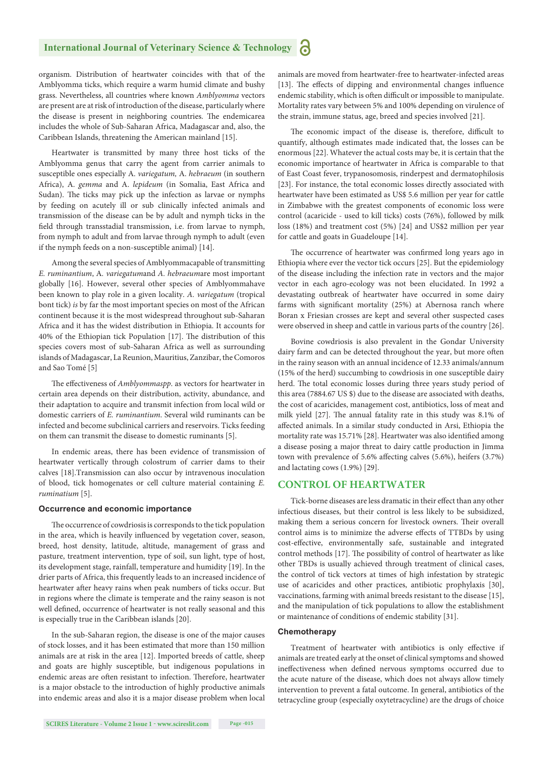organism. Distribution of heartwater coincides with that of the Amblyomma ticks, which require a warm humid climate and bushy grass. Nevertheless, all countries where known *Amblyomma* vectors are present are at risk of introduction of the disease, particularly where the disease is present in neighboring countries. The endemicarea includes the whole of Sub-Saharan Africa, Madagascar and, also, the Caribbean Islands, threatening the American mainland [15].

Heartwater is transmitted by many three host ticks of the Amblyomma genus that carry the agent from carrier animals to susceptible ones especially A. *variegatum,* A. *hebraeum* (in southern Africa), A. *gemma* and A. *lepideum* (in Somalia, East Africa and Sudan). The ticks may pick up the infection as larvae or nymphs by feeding on acutely ill or sub clinically infected animals and transmission of the disease can be by adult and nymph ticks in the field through transstadial transmission, i.e. from larvae to nymph, from nymph to adult and from larvae through nymph to adult (even if the nymph feeds on a non-susceptible animal) [14].

Among the several species of Amblyommacapable of transmitting *E. ruminantium*, A. *variegatum*and *A. hebraeum*are most important globally [16]. However, several other species of Amblyommahave been known to play role in a given locality. *A. variegatum* (tropical bont tick) *is* by far the most important species on most of the African continent because it is the most widespread throughout sub-Saharan Africa and it has the widest distribution in Ethiopia. It accounts for 40% of the Ethiopian tick Population [17]. The distribution of this species covers most of sub-Saharan Africa as well as surrounding islands of Madagascar, La Reunion, Mauritius, Zanzibar, the Comoros and Sao Tomé [5]

The effectiveness of *Amblyommaspp*. as vectors for heartwater in certain area depends on their distribution, activity, abundance, and their adaptation to acquire and transmit infection from local wild or domestic carriers of *E. ruminantium*. Several wild ruminants can be infected and become subclinical carriers and reservoirs. Ticks feeding on them can transmit the disease to domestic ruminants [5].

In endemic areas, there has been evidence of transmission of heartwater vertically through colostrum of carrier dams to their calves [18].Transmission can also occur by intravenous inoculation of blood, tick homogenates or cell culture material containing *E. ruminatium* [5].

### Occurrence and economic importance

The occurrence of cowdriosis is corresponds to the tick population in the area, which is heavily influenced by vegetation cover, season, breed, host density, latitude, altitude, management of grass and pasture, treatment intervention, type of soil, sun light, type of host, its development stage, rainfall, temperature and humidity [19]. In the drier parts of Africa, this frequently leads to an increased incidence of heartwater after heavy rains when peak numbers of ticks occur. But in regions where the climate is temperate and the rainy season is not well defined, occurrence of heartwater is not really seasonal and this is especially true in the Caribbean islands [20].

In the sub-Saharan region, the disease is one of the major causes of stock losses, and it has been estimated that more than 150 million animals are at risk in the area [12]. Imported breeds of cattle, sheep and goats are highly susceptible, but indigenous populations in endemic areas are often resistant to infection. Therefore, heartwater is a major obstacle to the introduction of highly productive animals into endemic areas and also it is a major disease problem when local animals are moved from heartwater-free to heartwater-infected areas [13]. The effects of dipping and environmental changes influence endemic stability, which is often difficult or impossible to manipulate. Mortality rates vary between 5% and 100% depending on virulence of the strain, immune status, age, breed and species involved [21].

The economic impact of the disease is, therefore, difficult to quantify, although estimates made indicated that, the losses can be enormous [22]. Whatever the actual costs may be, it is certain that the economic importance of heartwater in Africa is comparable to that of East Coast fever, trypanosomosis, rinderpest and dermatophilosis [23]. For instance, the total economic losses directly associated with heartwater have been estimated as US$ 5.6 million per year for cattle in Zimbabwe with the greatest components of economic loss were control (acaricide - used to kill ticks) costs (76%), followed by milk loss (18%) and treatment cost (5%) [24] and US$2 million per year for cattle and goats in Guadeloupe [14].

The occurrence of heartwater was confirmed long years ago in Ethiopia where ever the vector tick occurs [25]. But the epidemiology of the disease including the infection rate in vectors and the major vector in each agro-ecology was not been elucidated. In 1992 a devastating outbreak of heartwater have occurred in some dairy farms with significant mortality (25%) at Abernosa ranch where Boran x Friesian crosses are kept and several other suspected cases were observed in sheep and cattle in various parts of the country [26].

Bovine cowdriosis is also prevalent in the Gondar University dairy farm and can be detected throughout the year, but more often in the rainy season with an annual incidence of 12.33 animals/annum (15% of the herd) succumbing to cowdriosis in one susceptible dairy herd. The total economic losses during three years study period of this area (7884.67 US $) due to the disease are associated with deaths, the cost of acaricides, management cost, antibiotics, loss of meat and milk yield [27]. The annual fatality rate in this study was 8.1% of affected animals. In a similar study conducted in Arsi, Ethiopia the mortality rate was 15.71% [28]. Heartwater was also identified among a disease posing a major threat to dairy cattle production in Jimma town with prevalence of 5.6% affecting calves (5.6%), heifers (3.7%) and lactating cows (1.9%) [29].

## CONTROL OF HEARTWATER

Tick-borne diseases are less dramatic in their effect than any other infectious diseases, but their control is less likely to be subsidized, making them a serious concern for livestock owners. Their overall control aims is to minimize the adverse effects of TTBDs by using cost-effective, environmentally safe, sustainable and integrated control methods [17]. The possibility of control of heartwater as like other TBDs is usually achieved through treatment of clinical cases, the control of tick vectors at times of high infestation by strategic use of acaricides and other practices, antibiotic prophylaxis [30], vaccinations, farming with animal breeds resistant to the disease [15], and the manipulation of tick populations to allow the establishment or maintenance of conditions of endemic stability [31].

### Chemotherapy

Treatment of heartwater with antibiotics is only effective if animals are treated early at the onset of clinical symptoms and showed ineffectiveness when defined nervous symptoms occurred due to the acute nature of the disease, which does not always allow timely intervention to prevent a fatal outcome. In general, antibiotics of the tetracycline group (especially oxytetracycline) are the drugs of choice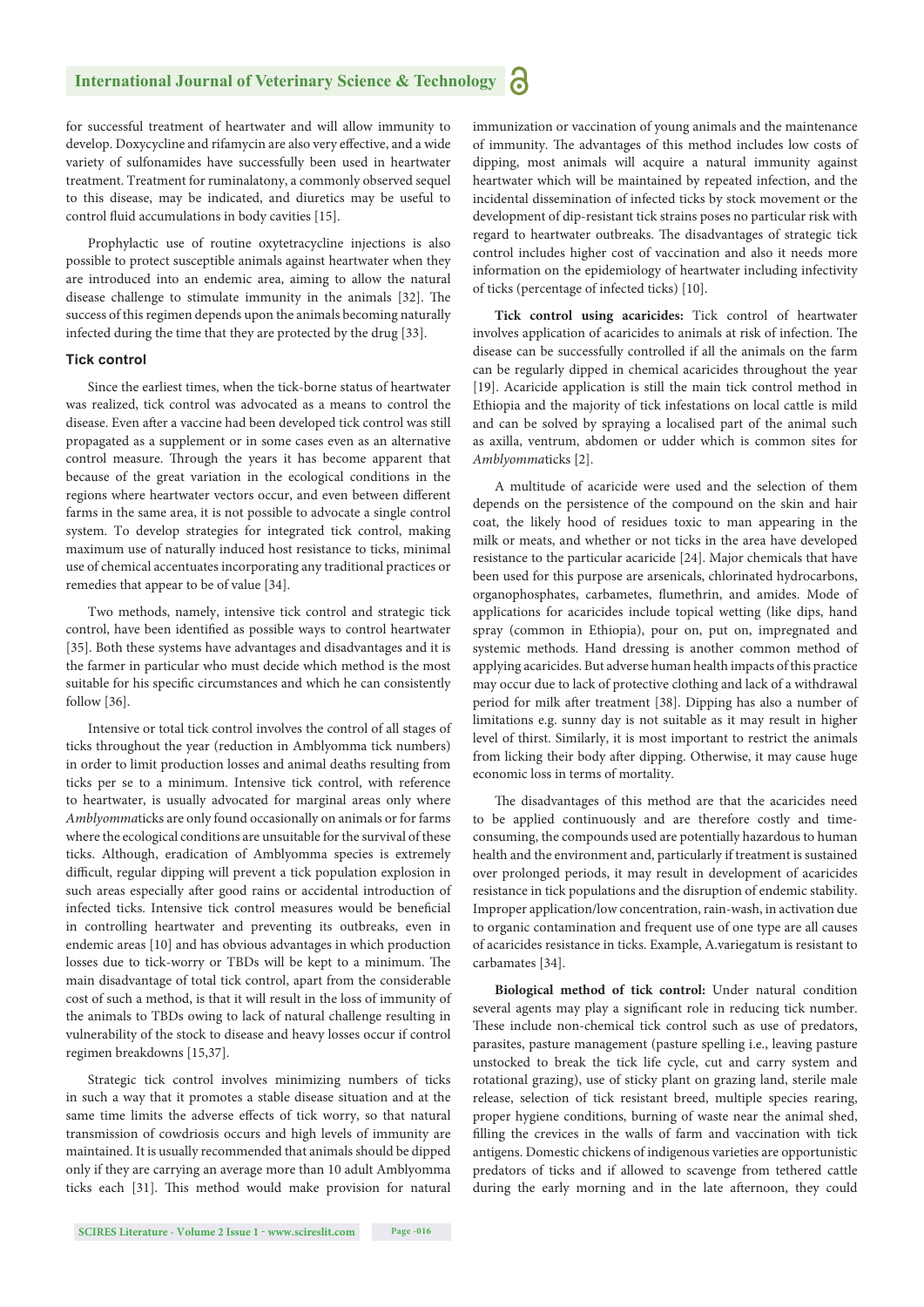for successful treatment of heartwater and will allow immunity to develop. Doxycycline and rifamycin are also very effective, and a wide variety of sulfonamides have successfully been used in heartwater treatment. Treatment for ruminalatony, a commonly observed sequel to this disease, may be indicated, and diuretics may be useful to control fluid accumulations in body cavities [15].

Prophylactic use of routine oxytetracycline injections is also possible to protect susceptible animals against heartwater when they are introduced into an endemic area, aiming to allow the natural disease challenge to stimulate immunity in the animals [32]. The success of this regimen depends upon the animals becoming naturally infected during the time that they are protected by the drug [33].

### Tick control

Since the earliest times, when the tick-borne status of heartwater was realized, tick control was advocated as a means to control the disease. Even after a vaccine had been developed tick control was still propagated as a supplement or in some cases even as an alternative control measure. Through the years it has become apparent that because of the great variation in the ecological conditions in the regions where heartwater vectors occur, and even between different farms in the same area, it is not possible to advocate a single control system. To develop strategies for integrated tick control, making maximum use of naturally induced host resistance to ticks, minimal use of chemical accentuates incorporating any traditional practices or remedies that appear to be of value [34].

Two methods, namely, intensive tick control and strategic tick control, have been identified as possible ways to control heartwater [35]. Both these systems have advantages and disadvantages and it is the farmer in particular who must decide which method is the most suitable for his specific circumstances and which he can consistently follow [36].

Intensive or total tick control involves the control of all stages of ticks throughout the year (reduction in Amblyomma tick numbers) in order to limit production losses and animal deaths resulting from ticks per se to a minimum. Intensive tick control, with reference to heartwater, is usually advocated for marginal areas only where *Amblyomma*ticks are only found occasionally on animals or for farms where the ecological conditions are unsuitable for the survival of these ticks. Although, eradication of Amblyomma species is extremely difficult, regular dipping will prevent a tick population explosion in such areas especially after good rains or accidental introduction of infected ticks. Intensive tick control measures would be beneficial in controlling heartwater and preventing its outbreaks, even in endemic areas [10] and has obvious advantages in which production losses due to tick-worry or TBDs will be kept to a minimum. The main disadvantage of total tick control, apart from the considerable cost of such a method, is that it will result in the loss of immunity of the animals to TBDs owing to lack of natural challenge resulting in vulnerability of the stock to disease and heavy losses occur if control regimen breakdowns [15,37].

Strategic tick control involves minimizing numbers of ticks in such a way that it promotes a stable disease situation and at the same time limits the adverse effects of tick worry, so that natural transmission of cowdriosis occurs and high levels of immunity are maintained. It is usually recommended that animals should be dipped only if they are carrying an average more than 10 adult Amblyomma ticks each [31]. This method would make provision for natural immunization or vaccination of young animals and the maintenance of immunity. The advantages of this method includes low costs of dipping, most animals will acquire a natural immunity against heartwater which will be maintained by repeated infection, and the incidental dissemination of infected ticks by stock movement or the development of dip-resistant tick strains poses no particular risk with regard to heartwater outbreaks. The disadvantages of strategic tick control includes higher cost of vaccination and also it needs more information on the epidemiology of heartwater including infectivity of ticks (percentage of infected ticks) [10].

**Tick control using acaricides:** Tick control of heartwater involves application of acaricides to animals at risk of infection. The disease can be successfully controlled if all the animals on the farm can be regularly dipped in chemical acaricides throughout the year [19]. Acaricide application is still the main tick control method in Ethiopia and the majority of tick infestations on local cattle is mild and can be solved by spraying a localised part of the animal such as axilla, ventrum, abdomen or udder which is common sites for *Amblyomma*ticks [2].

A multitude of acaricide were used and the selection of them depends on the persistence of the compound on the skin and hair coat, the likely hood of residues toxic to man appearing in the milk or meats, and whether or not ticks in the area have developed resistance to the particular acaricide [24]. Major chemicals that have been used for this purpose are arsenicals, chlorinated hydrocarbons, organophosphates, carbametes, flumethrin, and amides. Mode of applications for acaricides include topical wetting (like dips, hand spray (common in Ethiopia), pour on, put on, impregnated and systemic methods. Hand dressing is another common method of applying acaricides. But adverse human health impacts of this practice may occur due to lack of protective clothing and lack of a withdrawal period for milk after treatment [38]. Dipping has also a number of limitations e.g. sunny day is not suitable as it may result in higher level of thirst. Similarly, it is most important to restrict the animals from licking their body after dipping. Otherwise, it may cause huge economic loss in terms of mortality.

The disadvantages of this method are that the acaricides need to be applied continuously and are therefore costly and time-consuming, the compounds used are potentially hazardous to human health and the environment and, particularly if treatment is sustained over prolonged periods, it may result in development of acaricides resistance in tick populations and the disruption of endemic stability. Improper application/low concentration, rain-wash, in activation due to organic contamination and frequent use of one type are all causes of acaricides resistance in ticks. Example, A.variegatum is resistant to carbamates [34].

**Biological method of tick control:** Under natural condition several agents may play a significant role in reducing tick number. These include non-chemical tick control such as use of predators, parasites, pasture management (pasture spelling i.e., leaving pasture unstocked to break the tick life cycle, cut and carry system and rotational grazing), use of sticky plant on grazing land, sterile male release, selection of tick resistant breed, multiple species rearing, proper hygiene conditions, burning of waste near the animal shed, filling the crevices in the walls of farm and vaccination with tick antigens. Domestic chickens of indigenous varieties are opportunistic predators of ticks and if allowed to scavenge from tethered cattle during the early morning and in the late afternoon, they could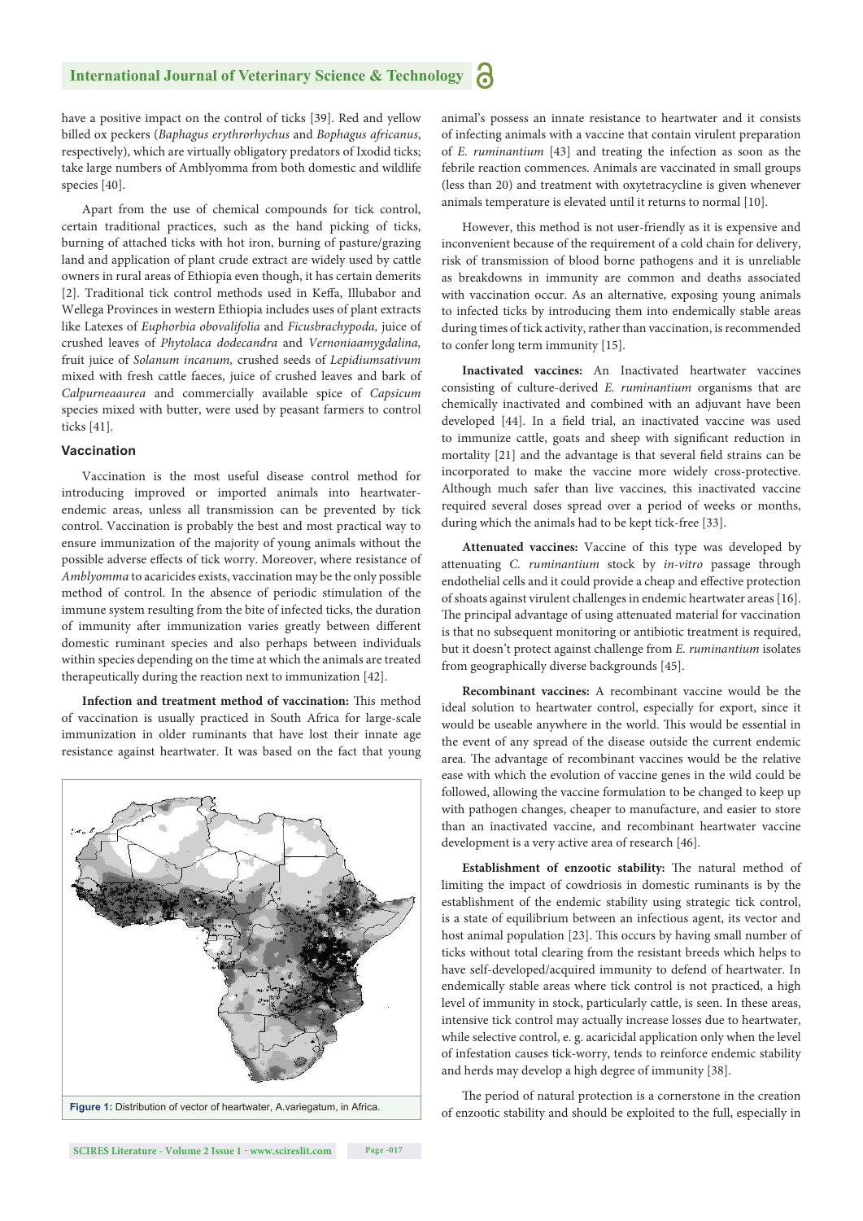have a positive impact on the control of ticks [39]. Red and yellow billed ox peckers (*Baphagus erythrorhychus* and *Bophagus africanus*, respectively), which are virtually obligatory predators of Ixodid ticks; take large numbers of Amblyomma from both domestic and wildlife species [40].

Apart from the use of chemical compounds for tick control, certain traditional practices, such as the hand picking of ticks, burning of attached ticks with hot iron, burning of pasture/grazing land and application of plant crude extract are widely used by cattle owners in rural areas of Ethiopia even though, it has certain demerits [2]. Traditional tick control methods used in Keffa, Illubabor and Wellega Provinces in western Ethiopia includes uses of plant extracts like Latexes of *Euphorbia obovalifolia* and *Ficusbrachypoda,* juice of crushed leaves of *Phytolaca dodecandra* and *Vernoniaamygdalina,* fruit juice of *Solanum incanum,* crushed seeds of *Lepidiumsativum* mixed with fresh cattle faeces, juice of crushed leaves and bark of *Calpurneaaurea* and commercially available spice of *Capsicum* species mixed with butter, were used by peasant farmers to control ticks [41].

### Vaccination

Vaccination is the most useful disease control method for introducing improved or imported animals into heartwater-endemic areas, unless all transmission can be prevented by tick control. Vaccination is probably the best and most practical way to ensure immunization of the majority of young animals without the possible adverse effects of tick worry. Moreover, where resistance of *Amblyomma* to acaricides exists, vaccination may be the only possible method of control. In the absence of periodic stimulation of the immune system resulting from the bite of infected ticks, the duration of immunity after immunization varies greatly between different domestic ruminant species and also perhaps between individuals within species depending on the time at which the animals are treated therapeutically during the reaction next to immunization [42].

**Infection and treatment method of vaccination:** This method of vaccination is usually practiced in South Africa for large-scale immunization in older ruminants that have lost their innate age resistance against heartwater. It was based on the fact that young animal's possess an innate resistance to heartwater and it consists of infecting animals with a vaccine that contain virulent preparation of *E. ruminantium* [43] and treating the infection as soon as the febrile reaction commences. Animals are vaccinated in small groups (less than 20) and treatment with oxytetracycline is given whenever animals temperature is elevated until it returns to normal [10].

However, this method is not user-friendly as it is expensive and inconvenient because of the requirement of a cold chain for delivery, risk of transmission of blood borne pathogens and it is unreliable as breakdowns in immunity are common and deaths associated with vaccination occur. As an alternative, exposing young animals to infected ticks by introducing them into endemically stable areas during times of tick activity, rather than vaccination, is recommended to confer long term immunity [15].

**Inactivated vaccines:** An Inactivated heartwater vaccines consisting of culture-derived *E. ruminantium* organisms that are chemically inactivated and combined with an adjuvant have been developed [44]. In a field trial, an inactivated vaccine was used to immunize cattle, goats and sheep with significant reduction in mortality [21] and the advantage is that several field strains can be incorporated to make the vaccine more widely cross-protective. Although much safer than live vaccines, this inactivated vaccine required several doses spread over a period of weeks or months, during which the animals had to be kept tick-free [33].

**Attenuated vaccines:** Vaccine of this type was developed by attenuating *C. ruminantium* stock by *in-vitro* passage through endothelial cells and it could provide a cheap and effective protection of shoats against virulent challenges in endemic heartwater areas [16]. The principal advantage of using attenuated material for vaccination is that no subsequent monitoring or antibiotic treatment is required, but it doesn't protect against challenge from *E. ruminantium* isolates from geographically diverse backgrounds [45].

**Recombinant vaccines:** A recombinant vaccine would be the ideal solution to heartwater control, especially for export, since it would be useable anywhere in the world. This would be essential in the event of any spread of the disease outside the current endemic area. The advantage of recombinant vaccines would be the relative ease with which the evolution of vaccine genes in the wild could be followed, allowing the vaccine formulation to be changed to keep up with pathogen changes, cheaper to manufacture, and easier to store than an inactivated vaccine, and recombinant heartwater vaccine development is a very active area of research [46].

**Establishment of enzootic stability:** The natural method of limiting the impact of cowdriosis in domestic ruminants is by the establishment of the endemic stability using strategic tick control, is a state of equilibrium between an infectious agent, its vector and host animal population [23]. This occurs by having small number of ticks without total clearing from the resistant breeds which helps to have self-developed/acquired immunity to defend of heartwater. In endemically stable areas where tick control is not practiced, a high level of immunity in stock, particularly cattle, is seen. In these areas, intensive tick control may actually increase losses due to heartwater, while selective control, e. g. acaricidal application only when the level of infestation causes tick-worry, tends to reinforce endemic stability and herds may develop a high degree of immunity [38].

The period of natural protection is a cornerstone in the creation of enzootic stability and should be exploited to the full, especially in

**Figure 1:** Distribution of vector of heartwater, A.variegatum, in Africa.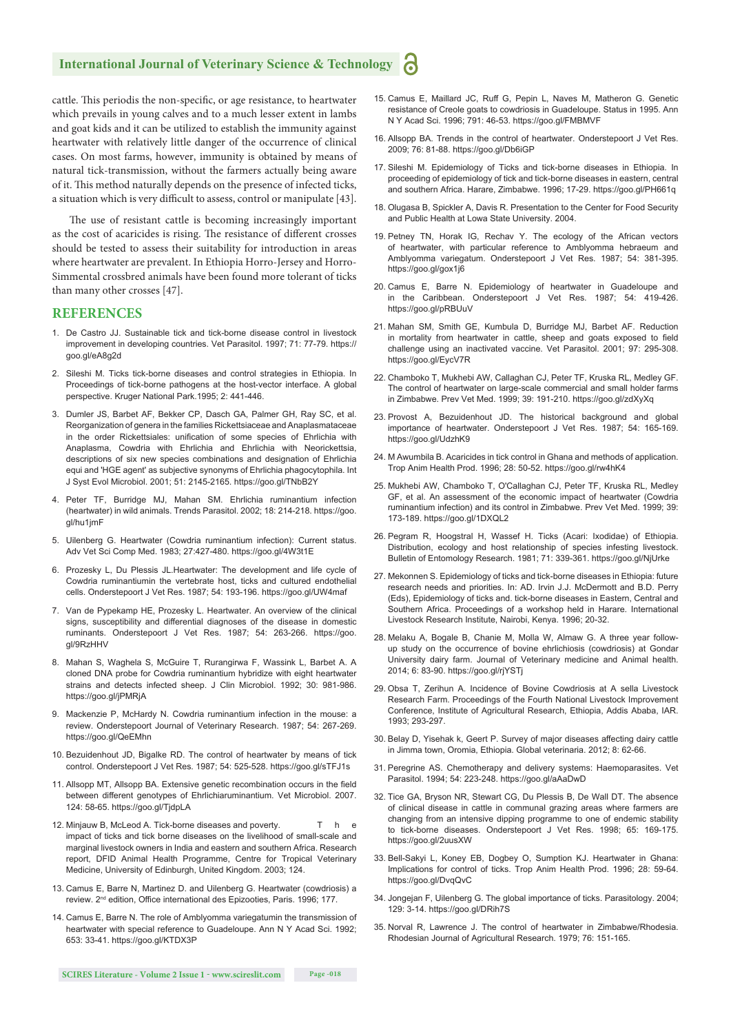cattle. This periodis the non-specific, or age resistance, to heartwater which prevails in young calves and to a much lesser extent in lambs and goat kids and it can be utilized to establish the immunity against heartwater with relatively little danger of the occurrence of clinical cases. On most farms, however, immunity is obtained by means of natural tick-transmission, without the farmers actually being aware of it. This method naturally depends on the presence of infected ticks, a situation which is very difficult to assess, control or manipulate [43].

The use of resistant cattle is becoming increasingly important as the cost of acaricides is rising. The resistance of different crosses should be tested to assess their suitability for introduction in areas where heartwater are prevalent. In Ethiopia Horro-Jersey and Horro-Simmental crossbred animals have been found more tolerant of ticks than many other crosses [47].

## REFERENCES

1. De Castro JJ. Sustainable tick and tick-borne disease control in livestock improvement in developing countries. Vet Parasitol. 1997; 71: 77-79. https://goo.gl/eA8g2d
2. Sileshi M. Ticks tick-borne diseases and control strategies in Ethiopia. In Proceedings of tick-borne pathogens at the host-vector interface. A global perspective. Kruger National Park.1995; 2: 441-446.
3. Dumler JS, Barbet AF, Bekker CP, Dasch GA, Palmer GH, Ray SC, et al. Reorganization of genera in the families Rickettsiaceae and Anaplasmataceae in the order Rickettsiales: unification of some species of Ehrlichia with Anaplasma, Cowdria with Ehrlichia and Ehrlichia with Neorickettsia, descriptions of six new species combinations and designation of Ehrlichia equi and 'HGE agent' as subjective synonyms of Ehrlichia phagocytophila. Int J Syst Evol Microbiol. 2001; 51: 2145-2165. https://goo.gl/TNbB2Y
4. Peter TF, Burridge MJ, Mahan SM. Ehrlichia ruminantium infection (heartwater) in wild animals. Trends Parasitol. 2002; 18: 214-218. https://goo.gl/hu1jmF
5. Uilenberg G. Heartwater (Cowdria ruminantium infection): Current status. Adv Vet Sci Comp Med. 1983; 27:427-480. https://goo.gl/4W3t1E
6. Prozesky L, Du Plessis JL.Heartwater: The development and life cycle of Cowdria ruminantiumin the vertebrate host, ticks and cultured endothelial cells. Onderstepoort J Vet Res. 1987; 54: 193-196. https://goo.gl/UW4maf
7. Van de Pypekamp HE, Prozesky L. Heartwater. An overview of the clinical signs, susceptibility and differential diagnoses of the disease in domestic ruminants. Onderstepoort J Vet Res. 1987; 54: 263-266. https://goo.gl/9RzHHV
8. Mahan S, Waghela S, McGuire T, Rurangirwa F, Wassink L, Barbet A. A cloned DNA probe for Cowdria ruminantium hybridize with eight heartwater strains and detects infected sheep. J Clin Microbiol. 1992; 30: 981-986. https://goo.gl/jPMRjA
9. Mackenzie P, McHardy N. Cowdria ruminantium infection in the mouse: a review. Onderstepoort Journal of Veterinary Research. 1987; 54: 267-269. https://goo.gl/QeEMhn
10. Bezuidenhout JD, Bigalke RD. The control of heartwater by means of tick control. Onderstepoort J Vet Res. 1987; 54: 525-528. https://goo.gl/sTFJ1s
11. Allsopp MT, Allsopp BA. Extensive genetic recombination occurs in the field between different genotypes of Ehrlichiaruminantium. Vet Microbiol. 2007. 124: 58-65. https://goo.gl/TjdpLA
12. Minjauw B, McLeod A. Tick-borne diseases and poverty. The impact of ticks and tick borne diseases on the livelihood of small-scale and marginal livestock owners in India and eastern and southern Africa. Research report, DFID Animal Health Programme, Centre for Tropical Veterinary Medicine, University of Edinburgh, United Kingdom. 2003; 124.
13. Camus E, Barre N, Martinez D. and Uilenberg G. Heartwater (cowdriosis) a review. 2nd edition, Office international des Epizooties, Paris. 1996; 177.
14. Camus E, Barre N. The role of Amblyomma variegatumin the transmission of heartwater with special reference to Guadeloupe. Ann N Y Acad Sci. 1992; 653: 33-41. https://goo.gl/KTDX3P
15. Camus E, Maillard JC, Ruff G, Pepin L, Naves M, Matheron G. Genetic resistance of Creole goats to cowdriosis in Guadeloupe. Status in 1995. Ann N Y Acad Sci. 1996; 791: 46-53. https://goo.gl/FMBMVF
16. Allsopp BA. Trends in the control of heartwater. Onderstepoort J Vet Res. 2009; 76: 81-88. https://goo.gl/Db6iGP
17. Sileshi M. Epidemiology of Ticks and tick-borne diseases in Ethiopia. In proceeding of epidemiology of tick and tick-borne diseases in eastern, central and southern Africa. Harare, Zimbabwe. 1996; 17-29. https://goo.gl/PH661q
18. Olugasa B, Spickler A, Davis R. Presentation to the Center for Food Security and Public Health at Lowa State University. 2004.
19. Petney TN, Horak IG, Rechav Y. The ecology of the African vectors of heartwater, with particular reference to Amblyomma hebraeum and Amblyomma variegatum. Onderstepoort J Vet Res. 1987; 54: 381-395. https://goo.gl/gox1j6
20. Camus E, Barre N. Epidemiology of heartwater in Guadeloupe and in the Caribbean. Onderstepoort J Vet Res. 1987; 54: 419-426. https://goo.gl/pRBUuV
21. Mahan SM, Smith GE, Kumbula D, Burridge MJ, Barbet AF. Reduction in mortality from heartwater in cattle, sheep and goats exposed to field challenge using an inactivated vaccine. Vet Parasitol. 2001; 97: 295-308. https://goo.gl/EycV7R
22. Chamboko T, Mukhebi AW, Callaghan CJ, Peter TF, Kruska RL, Medley GF. The control of heartwater on large-scale commercial and small holder farms in Zimbabwe. Prev Vet Med. 1999; 39: 191-210. https://goo.gl/zdXyXq
23. Provost A, Bezuidenhout JD. The historical background and global importance of heartwater. Onderstepoort J Vet Res. 1987; 54: 165-169. https://goo.gl/UdzhK9
24. M Awumbila B. Acaricides in tick control in Ghana and methods of application. Trop Anim Health Prod. 1996; 28: 50-52. https://goo.gl/rw4hK4
25. Mukhebi AW, Chamboko T, O'Callaghan CJ, Peter TF, Kruska RL, Medley GF, et al. An assessment of the economic impact of heartwater (Cowdria ruminantium infection) and its control in Zimbabwe. Prev Vet Med. 1999; 39: 173-189. https://goo.gl/1DXQL2
26. Pegram R, Hoogstral H, Wassef H. Ticks (Acari: Ixodidae) of Ethiopia. Distribution, ecology and host relationship of species infesting livestock. Bulletin of Entomology Research. 1981; 71: 339-361. https://goo.gl/NjUrke
27. Mekonnen S. Epidemiology of ticks and tick-borne diseases in Ethiopia: future research needs and priorities. In: AD. Irvin J.J. McDermott and B.D. Perry (Eds), Epidemiology of ticks and. tick-borne diseases in Eastern, Central and Southern Africa. Proceedings of a workshop held in Harare. International Livestock Research Institute, Nairobi, Kenya. 1996; 20-32.
28. Melaku A, Bogale B, Chanie M, Molla W, Almaw G. A three year follow-up study on the occurrence of bovine ehrlichiosis (cowdriosis) at Gondar University dairy farm. Journal of Veterinary medicine and Animal health. 2014; 6: 83-90. https://goo.gl/rjYSTj
29. Obsa T, Zerihun A. Incidence of Bovine Cowdriosis at A sella Livestock Research Farm. Proceedings of the Fourth National Livestock Improvement Conference, Institute of Agricultural Research, Ethiopia, Addis Ababa, IAR. 1993; 293-297.
30. Belay D, Yisehak k, Geert P. Survey of major diseases affecting dairy cattle in Jimma town, Oromia, Ethiopia. Global veterinaria. 2012; 8: 62-66.
31. Peregrine AS. Chemotherapy and delivery systems: Haemoparasites. Vet Parasitol. 1994; 54: 223-248. https://goo.gl/aAaDwD
32. Tice GA, Bryson NR, Stewart CG, Du Plessis B, De Wall DT. The absence of clinical disease in cattle in communal grazing areas where farmers are changing from an intensive dipping programme to one of endemic stability to tick-borne diseases. Onderstepoort J Vet Res. 1998; 65: 169-175. https://goo.gl/2uusXW
33. Bell-Sakyi L, Koney EB, Dogbey O, Sumption KJ. Heartwater in Ghana: Implications for control of ticks. Trop Anim Health Prod. 1996; 28: 59-64. https://goo.gl/DvqQvC
34. Jongejan F, Uilenberg G. The global importance of ticks. Parasitology. 2004; 129: 3-14. https://goo.gl/DRih7S
35. Norval R, Lawrence J. The control of heartwater in Zimbabwe/Rhodesia. Rhodesian Journal of Agricultural Research. 1979; 76: 151-165.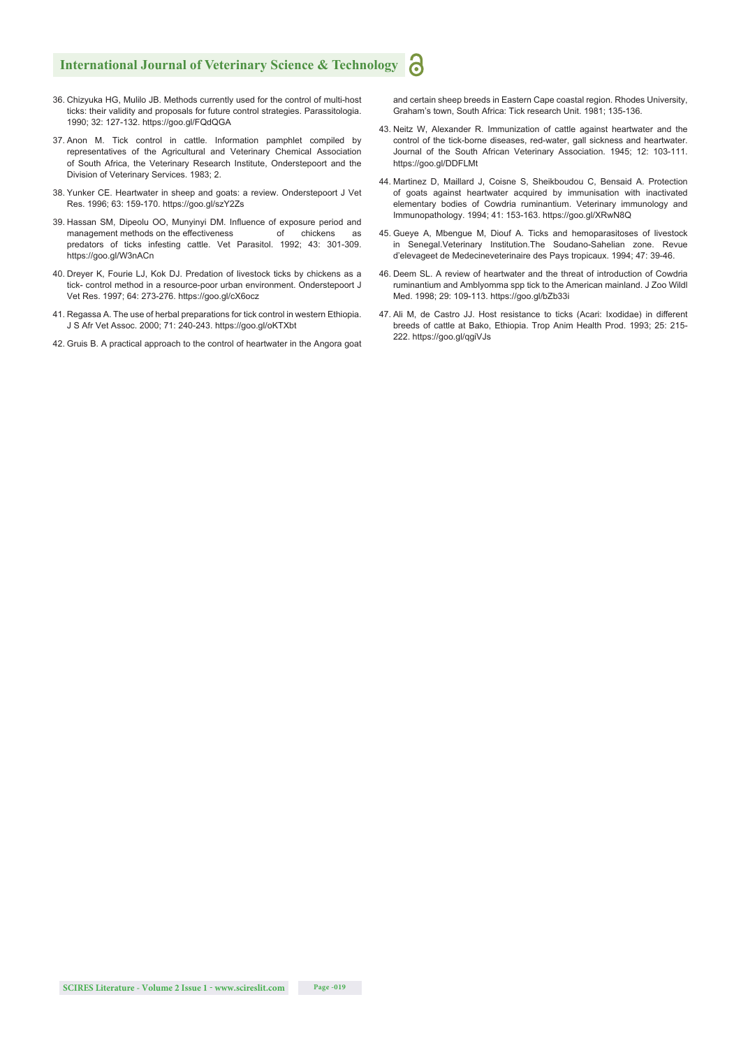36. Chizyuka HG, Mulilo JB. Methods currently used for the control of multi-host ticks: their validity and proposals for future control strategies. Parassitologia. 1990; 32: 127-132. https://goo.gl/FQdQGA

37. Anon M. Tick control in cattle. Information pamphlet compiled by representatives of the Agricultural and Veterinary Chemical Association of South Africa, the Veterinary Research Institute, Onderstepoort and the Division of Veterinary Services. 1983; 2.

38. Yunker CE. Heartwater in sheep and goats: a review. Onderstepoort J Vet Res. 1996; 63: 159-170. https://goo.gl/szY2Zs

39. Hassan SM, Dipeolu OO, Munyinyi DM. Influence of exposure period and management methods on the effectiveness of chickens as predators of ticks infesting cattle. Vet Parasitol. 1992; 43: 301-309. https://goo.gl/W3nACn

40. Dreyer K, Fourie LJ, Kok DJ. Predation of livestock ticks by chickens as a tick- control method in a resource-poor urban environment. Onderstepoort J Vet Res. 1997; 64: 273-276. https://goo.gl/cX6ocz

41. Regassa A. The use of herbal preparations for tick control in western Ethiopia. J S Afr Vet Assoc. 2000; 71: 240-243. https://goo.gl/oKTXbt

42. Gruis B. A practical approach to the control of heartwater in the Angora goat and certain sheep breeds in Eastern Cape coastal region. Rhodes University, Graham's town, South Africa: Tick research Unit. 1981; 135-136.

43. Neitz W, Alexander R. Immunization of cattle against heartwater and the control of the tick-borne diseases, red-water, gall sickness and heartwater. Journal of the South African Veterinary Association. 1945; 12: 103-111. https://goo.gl/DDFLMt

44. Martinez D, Maillard J, Coisne S, Sheikboudou C, Bensaid A. Protection of goats against heartwater acquired by immunisation with inactivated elementary bodies of Cowdria ruminantium. Veterinary immunology and Immunopathology. 1994; 41: 153-163. https://goo.gl/XRwN8Q

45. Gueye A, Mbengue M, Diouf A. Ticks and hemoparasitoses of livestock in Senegal.Veterinary Institution.The Soudano-Sahelian zone. Revue d'elevageet de Medecineveterinaire des Pays tropicaux. 1994; 47: 39-46.

46. Deem SL. A review of heartwater and the threat of introduction of Cowdria ruminantium and Amblyomma spp tick to the American mainland. J Zoo Wildl Med. 1998; 29: 109-113. https://goo.gl/bZb33i

47. Ali M, de Castro JJ. Host resistance to ticks (Acari: Ixodidae) in different breeds of cattle at Bako, Ethiopia. Trop Anim Health Prod. 1993; 25: 215-222. https://goo.gl/qgiVJs